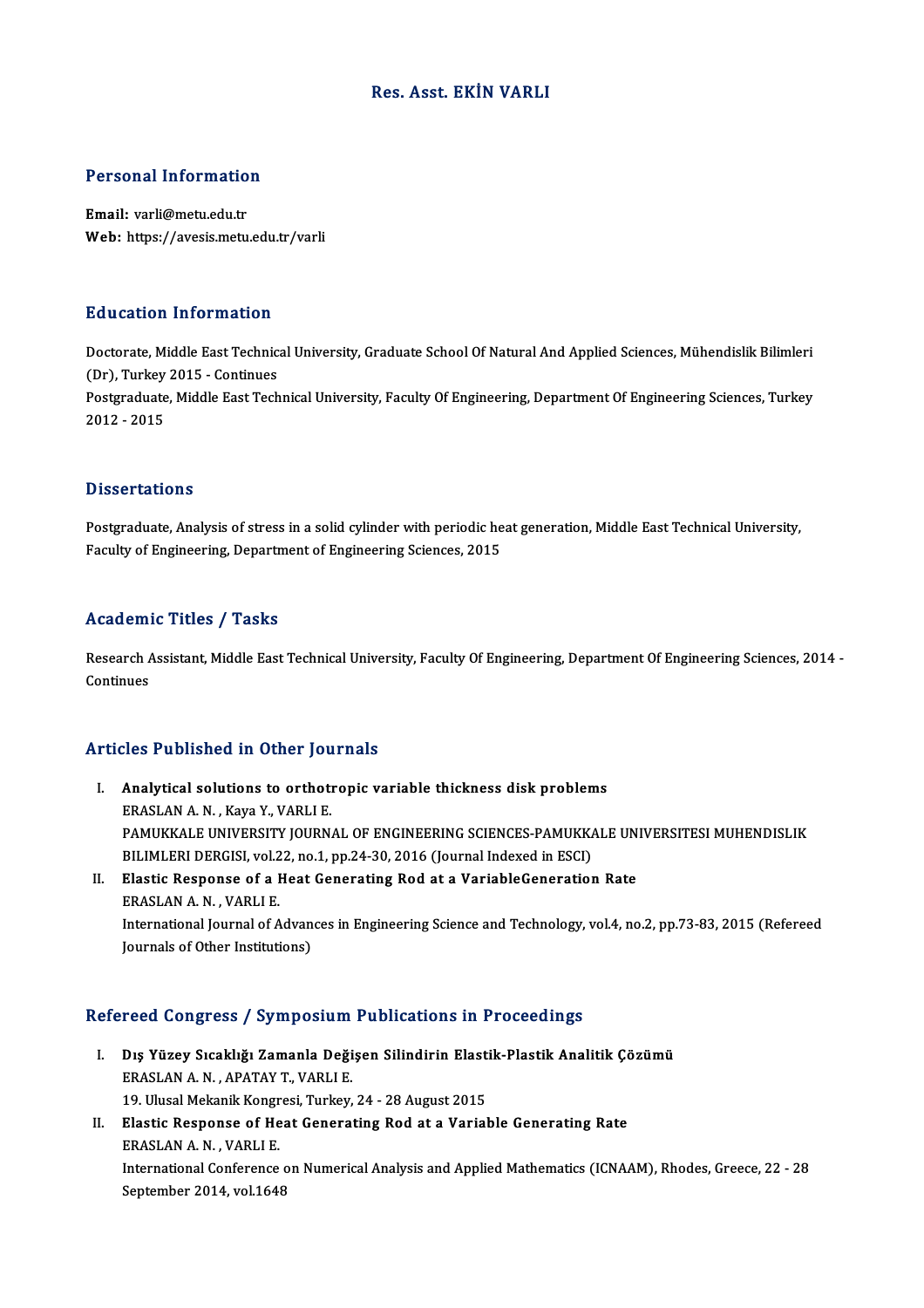# Res. Asst. EKİN VARLI

## Personal Information

**Email:** varli@metu.edu.tr
**Web:** https://avesis.metu.edu.tr/varli

## Education Information

Doctorate, Middle East Technical University, Graduate School Of Natural And Applied Sciences, Mühendislik Bilimleri (Dr), Turkey 2015 - Continues

Postgraduate, Middle East Technical University, Faculty Of Engineering, Department Of Engineering Sciences, Turkey 2012 - 2015

## Dissertations

Postgraduate, Analysis of stress in a solid cylinder with periodic heat generation, Middle East Technical University, Faculty of Engineering, Department of Engineering Sciences, 2015

## Academic Titles / Tasks

Research Assistant, Middle East Technical University, Faculty Of Engineering, Department Of Engineering Sciences, 2014 - Continues

## Articles Published in Other Journals

I. **Analytical solutions to orthotropic variable thickness disk problems**
   ERASLAN A. N. , Kaya Y., VARLI E.
   PAMUKKALE UNIVERSITY JOURNAL OF ENGINEERING SCIENCES-PAMUKKALE UNIVERSITESI MUHENDISLIK BILIMLERI DERGISI, vol.22, no.1, pp.24-30, 2016 (Journal Indexed in ESCI)

II. **Elastic Response of a Heat Generating Rod at a VariableGeneration Rate**
   ERASLAN A. N. , VARLI E.
   International Journal of Advances in Engineering Science and Technology, vol.4, no.2, pp.73-83, 2015 (Refereed Journals of Other Institutions)

## Refereed Congress / Symposium Publications in Proceedings

I. **Dış Yüzey Sıcaklığı Zamanla Değişen Silindirin Elastik-Plastik Analitik Çözümü**
   ERASLAN A. N. , APATAY T., VARLI E.
   19. Ulusal Mekanik Kongresi, Turkey, 24 - 28 August 2015

II. **Elastic Response of Heat Generating Rod at a Variable Generating Rate**
   ERASLAN A. N. , VARLI E.
   International Conference on Numerical Analysis and Applied Mathematics (ICNAAM), Rhodes, Greece, 22 - 28 September 2014, vol.1648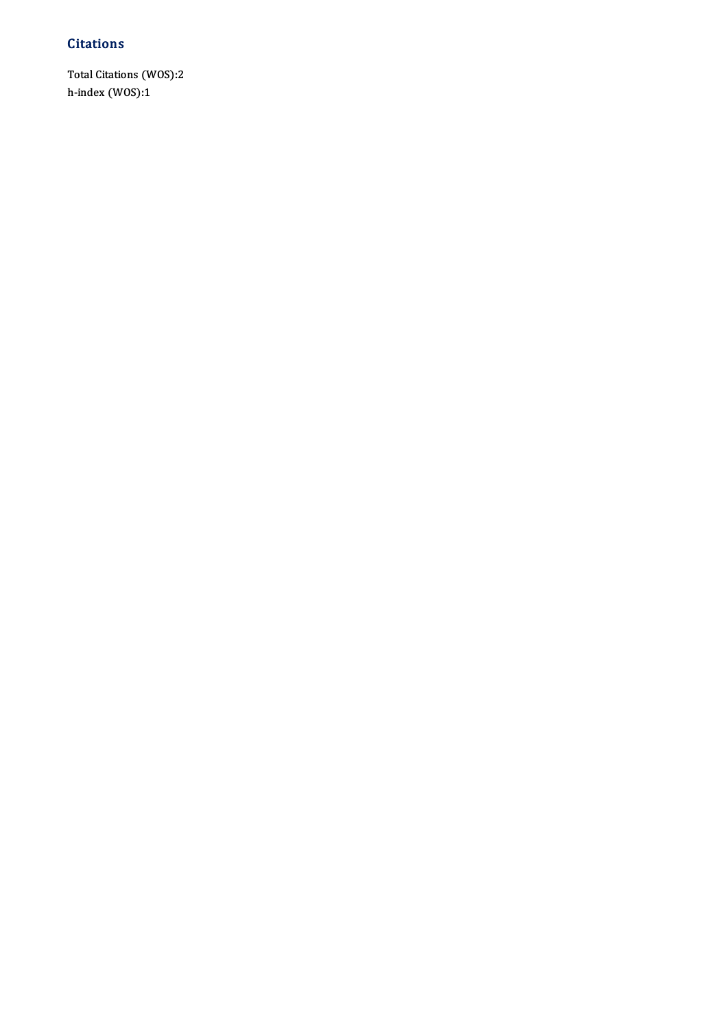## Citations

Total Citations (WOS):2
h-index (WOS):1